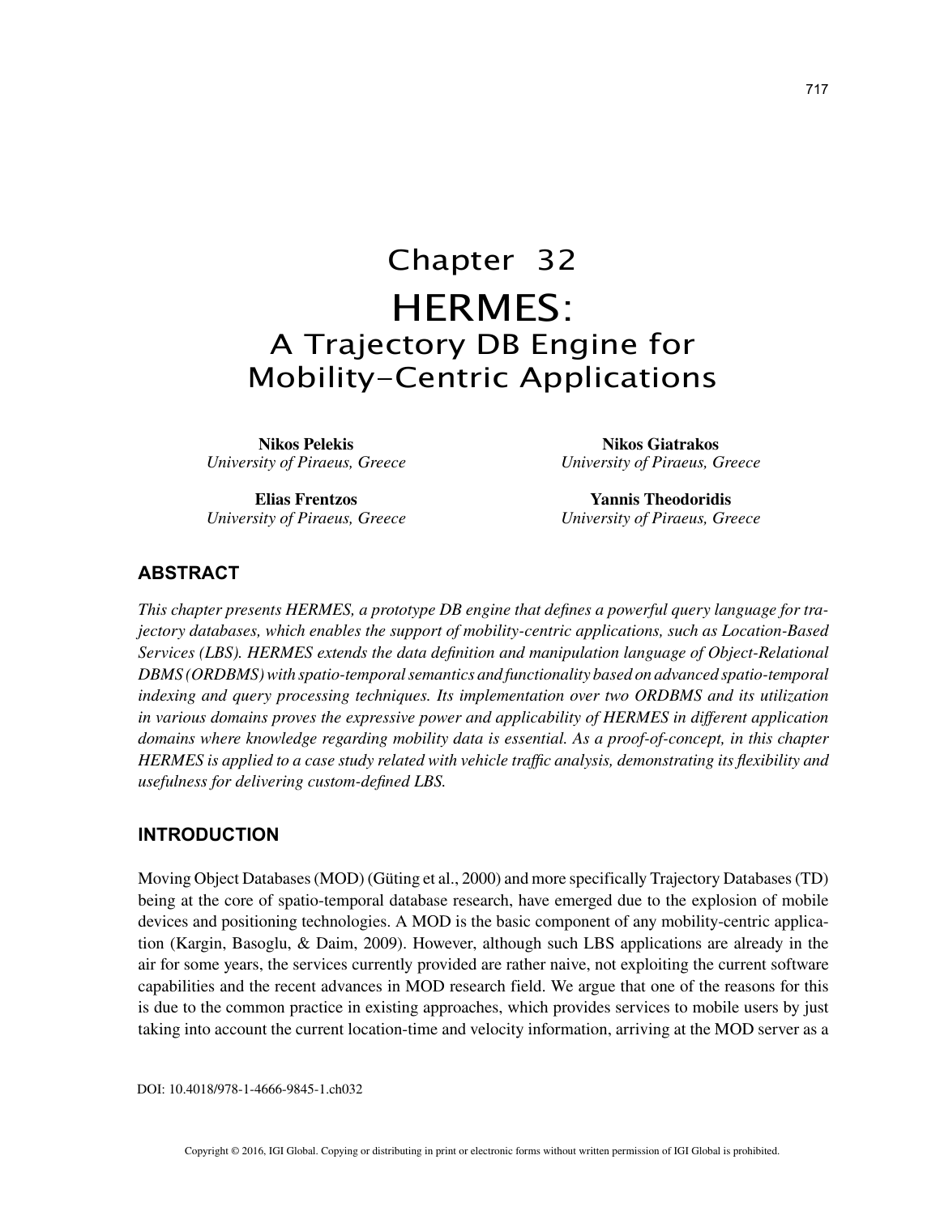# Chapter 32
# HERMES: A Trajectory DB Engine for Mobility-Centric Applications

**Nikos Pelekis**
*University of Piraeus, Greece*

**Nikos Giatrakos**
*University of Piraeus, Greece*

**Elias Frentzos**
*University of Piraeus, Greece*

**Yannis Theodoridis**
*University of Piraeus, Greece*

## ABSTRACT

*This chapter presents HERMES, a prototype DB engine that defines a powerful query language for trajectory databases, which enables the support of mobility-centric applications, such as Location-Based Services (LBS). HERMES extends the data definition and manipulation language of Object-Relational DBMS (ORDBMS) with spatio-temporal semantics and functionality based on advanced spatio-temporal indexing and query processing techniques. Its implementation over two ORDBMS and its utilization in various domains proves the expressive power and applicability of HERMES in different application domains where knowledge regarding mobility data is essential. As a proof-of-concept, in this chapter HERMES is applied to a case study related with vehicle traffic analysis, demonstrating its flexibility and usefulness for delivering custom-defined LBS.*

## INTRODUCTION

Moving Object Databases (MOD) (Güting et al., 2000) and more specifically Trajectory Databases (TD) being at the core of spatio-temporal database research, have emerged due to the explosion of mobile devices and positioning technologies. A MOD is the basic component of any mobility-centric application (Kargin, Basoglu, & Daim, 2009). However, although such LBS applications are already in the air for some years, the services currently provided are rather naive, not exploiting the current software capabilities and the recent advances in MOD research field. We argue that one of the reasons for this is due to the common practice in existing approaches, which provides services to mobile users by just taking into account the current location-time and velocity information, arriving at the MOD server as a

DOI: 10.4018/978-1-4666-9845-1.ch032

Copyright © 2016, IGI Global. Copying or distributing in print or electronic forms without written permission of IGI Global is prohibited.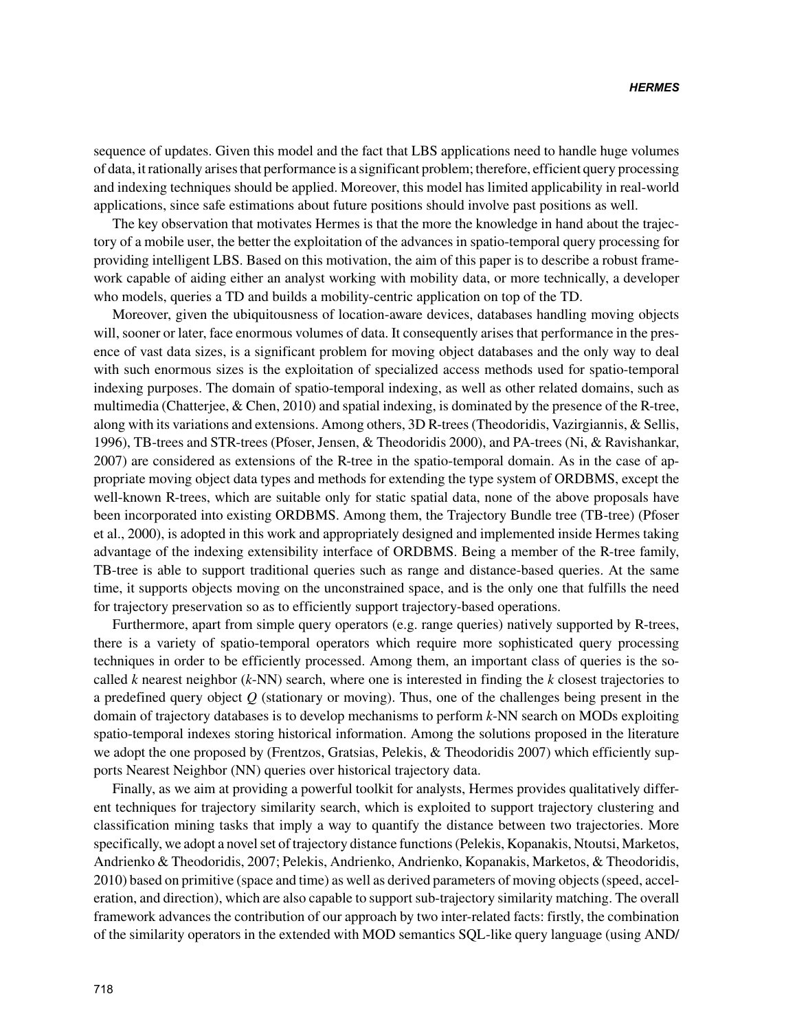sequence of updates. Given this model and the fact that LBS applications need to handle huge volumes of data, it rationally arises that performance is a significant problem; therefore, efficient query processing and indexing techniques should be applied. Moreover, this model has limited applicability in real-world applications, since safe estimations about future positions should involve past positions as well.

The key observation that motivates Hermes is that the more the knowledge in hand about the trajectory of a mobile user, the better the exploitation of the advances in spatio-temporal query processing for providing intelligent LBS. Based on this motivation, the aim of this paper is to describe a robust framework capable of aiding either an analyst working with mobility data, or more technically, a developer who models, queries a TD and builds a mobility-centric application on top of the TD.

Moreover, given the ubiquitousness of location-aware devices, databases handling moving objects will, sooner or later, face enormous volumes of data. It consequently arises that performance in the presence of vast data sizes, is a significant problem for moving object databases and the only way to deal with such enormous sizes is the exploitation of specialized access methods used for spatio-temporal indexing purposes. The domain of spatio-temporal indexing, as well as other related domains, such as multimedia (Chatterjee, & Chen, 2010) and spatial indexing, is dominated by the presence of the R-tree, along with its variations and extensions. Among others, 3D R-trees (Theodoridis, Vazirgiannis, & Sellis, 1996), TB-trees and STR-trees (Pfoser, Jensen, & Theodoridis 2000), and PA-trees (Ni, & Ravishankar, 2007) are considered as extensions of the R-tree in the spatio-temporal domain. As in the case of appropriate moving object data types and methods for extending the type system of ORDBMS, except the well-known R-trees, which are suitable only for static spatial data, none of the above proposals have been incorporated into existing ORDBMS. Among them, the Trajectory Bundle tree (TB-tree) (Pfoser et al., 2000), is adopted in this work and appropriately designed and implemented inside Hermes taking advantage of the indexing extensibility interface of ORDBMS. Being a member of the R-tree family, TB-tree is able to support traditional queries such as range and distance-based queries. At the same time, it supports objects moving on the unconstrained space, and is the only one that fulfills the need for trajectory preservation so as to efficiently support trajectory-based operations.

Furthermore, apart from simple query operators (e.g. range queries) natively supported by R-trees, there is a variety of spatio-temporal operators which require more sophisticated query processing techniques in order to be efficiently processed. Among them, an important class of queries is the so-called *k* nearest neighbor (*k*-NN) search, where one is interested in finding the *k* closest trajectories to a predefined query object *Q* (stationary or moving). Thus, one of the challenges being present in the domain of trajectory databases is to develop mechanisms to perform *k*-NN search on MODs exploiting spatio-temporal indexes storing historical information. Among the solutions proposed in the literature we adopt the one proposed by (Frentzos, Gratsias, Pelekis, & Theodoridis 2007) which efficiently supports Nearest Neighbor (NN) queries over historical trajectory data.

Finally, as we aim at providing a powerful toolkit for analysts, Hermes provides qualitatively different techniques for trajectory similarity search, which is exploited to support trajectory clustering and classification mining tasks that imply a way to quantify the distance between two trajectories. More specifically, we adopt a novel set of trajectory distance functions (Pelekis, Kopanakis, Ntoutsi, Marketos, Andrienko & Theodoridis, 2007; Pelekis, Andrienko, Andrienko, Kopanakis, Marketos, & Theodoridis, 2010) based on primitive (space and time) as well as derived parameters of moving objects (speed, acceleration, and direction), which are also capable to support sub-trajectory similarity matching. The overall framework advances the contribution of our approach by two inter-related facts: firstly, the combination of the similarity operators in the extended with MOD semantics SQL-like query language (using AND/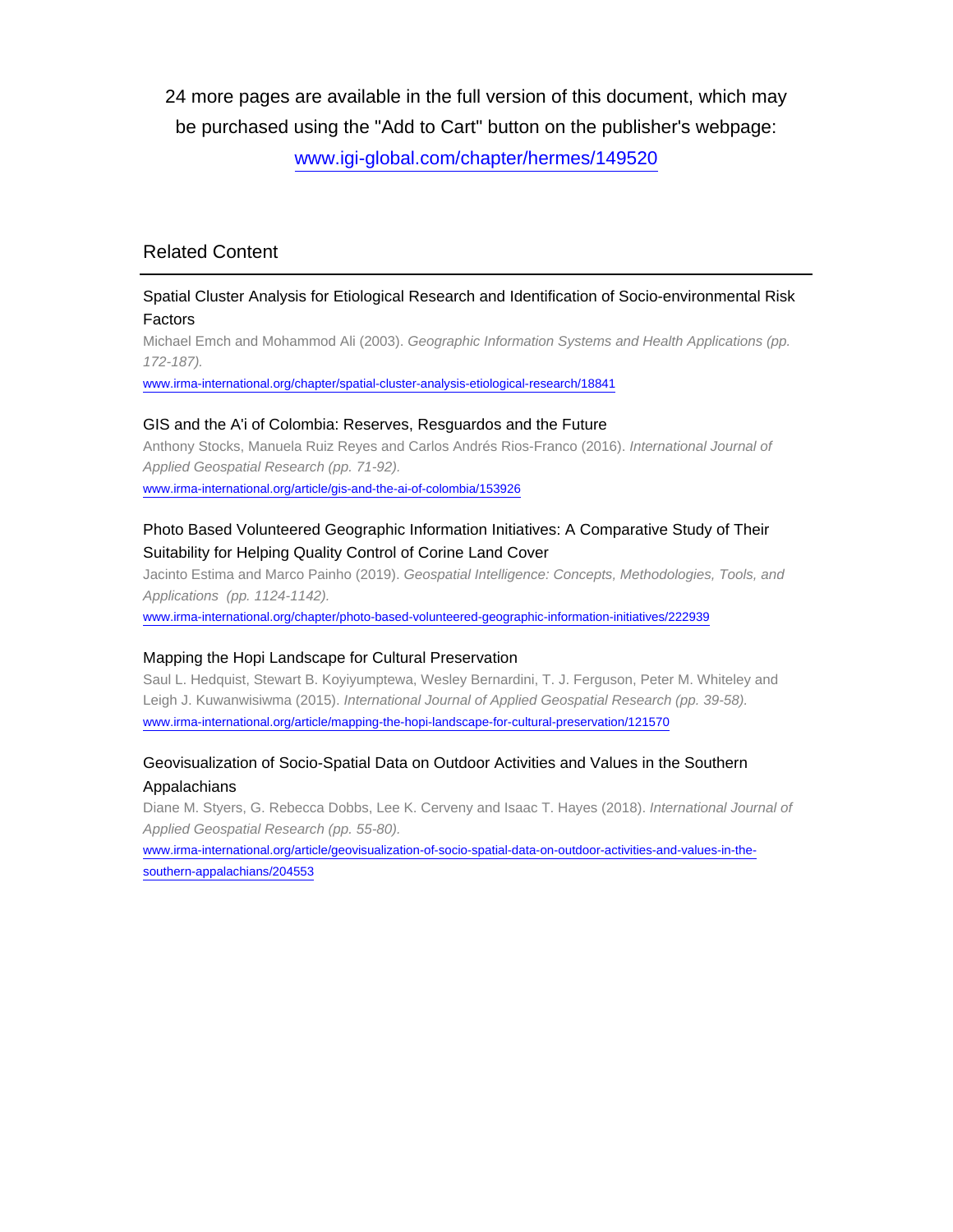24 more pages are available in the full version of this document, which may be purchased using the "Add to Cart" button on the publisher's webpage: [www.igi-global.com/chapter/hermes/149520](www.igi-global.com/chapter/hermes/149520)

## Related Content

Spatial Cluster Analysis for Etiological Research and Identification of Socio-environmental Risk Factors
Michael Emch and Mohammad Ali (2003). *Geographic Information Systems and Health Applications (pp. 172-187).*
[www.irma-international.org/chapter/spatial-cluster-analysis-etiological-research/18841](www.irma-international.org/chapter/spatial-cluster-analysis-etiological-research/18841)

GIS and the A'i of Colombia: Reserves, Resguardos and the Future
Anthony Stocks, Manuela Ruiz Reyes and Carlos Andrés Rios-Franco (2016). *International Journal of Applied Geospatial Research (pp. 71-92).*
[www.irma-international.org/article/gis-and-the-ai-of-colombia/153926](www.irma-international.org/article/gis-and-the-ai-of-colombia/153926)

Photo Based Volunteered Geographic Information Initiatives: A Comparative Study of Their Suitability for Helping Quality Control of Corine Land Cover
Jacinto Estima and Marco Painho (2019). *Geospatial Intelligence: Concepts, Methodologies, Tools, and Applications (pp. 1124-1142).*
[www.irma-international.org/chapter/photo-based-volunteered-geographic-information-initiatives/222939](www.irma-international.org/chapter/photo-based-volunteered-geographic-information-initiatives/222939)

Mapping the Hopi Landscape for Cultural Preservation
Saul L. Hedquist, Stewart B. Koyiyumptewa, Wesley Bernardini, T. J. Ferguson, Peter M. Whiteley and Leigh J. Kuwanwisiwma (2015). *International Journal of Applied Geospatial Research (pp. 39-58).*
[www.irma-international.org/article/mapping-the-hopi-landscape-for-cultural-preservation/121570](www.irma-international.org/article/mapping-the-hopi-landscape-for-cultural-preservation/121570)

Geovisualization of Socio-Spatial Data on Outdoor Activities and Values in the Southern Appalachians
Diane M. Styers, G. Rebecca Dobbs, Lee K. Cerveny and Isaac T. Hayes (2018). *International Journal of Applied Geospatial Research (pp. 55-80).*
[www.irma-international.org/article/geovisualization-of-socio-spatial-data-on-outdoor-activities-and-values-in-the-southern-appalachians/204553](www.irma-international.org/article/geovisualization-of-socio-spatial-data-on-outdoor-activities-and-values-in-the-southern-appalachians/204553)